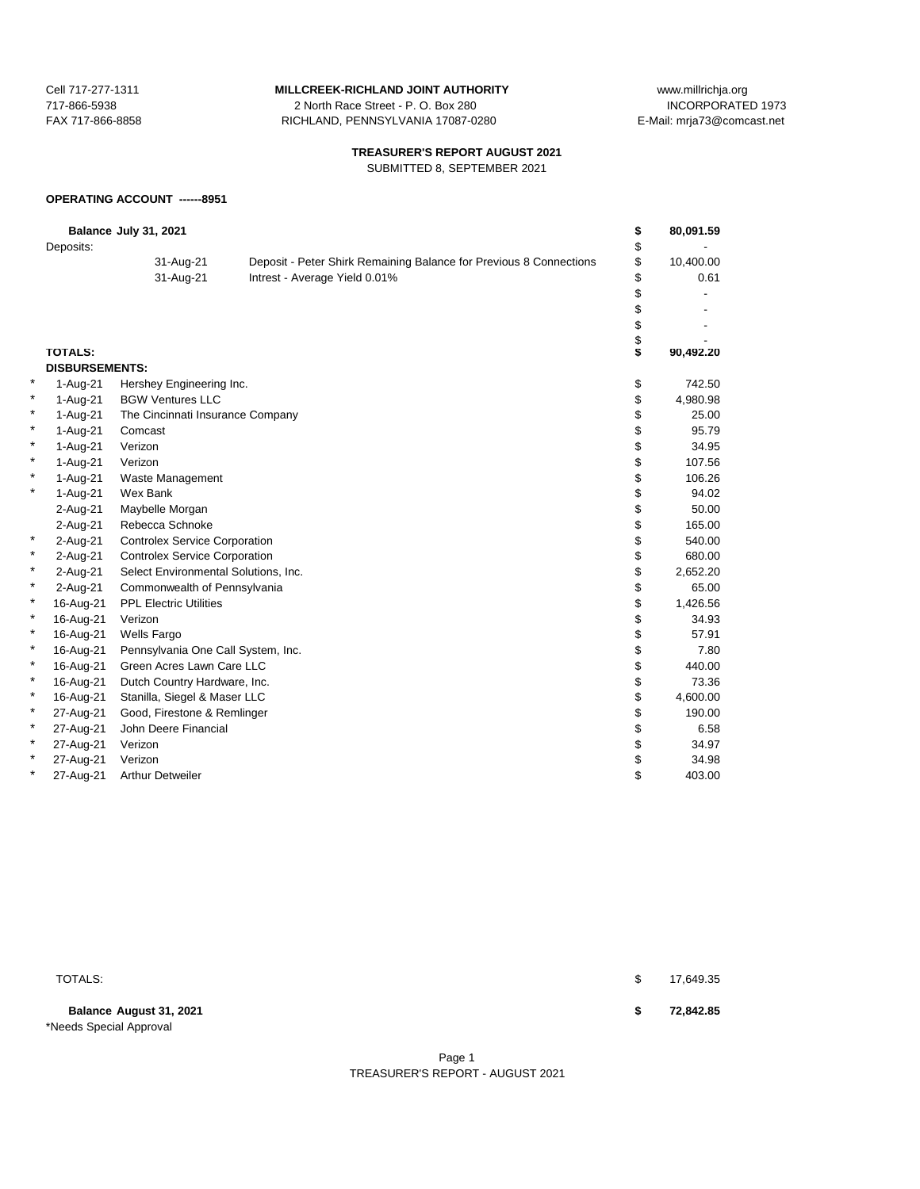Cell 717-277-1311
717-866-5938
FAX 717-866-8858

**MILLCREEK-RICHLAND JOINT AUTHORITY**
2 North Race Street - P. O. Box 280
RICHLAND, PENNSYLVANIA 17087-0280

www.millrichja.org
INCORPORATED 1973
E-Mail: mrja73@comcast.net

**TREASURER'S REPORT AUGUST 2021**
SUBMITTED 8, SEPTEMBER 2021

**OPERATING ACCOUNT ------8951**

| | | | | |
|---|---|---|---|---|
| | **Balance July 31, 2021** | | | **$ 80,091.59** |
| | Deposits: | | | $ - |
| | | 31-Aug-21 | Deposit - Peter Shirk Remaining Balance for Previous 8 Connections | $ 10,400.00 |
| | | 31-Aug-21 | Intrest - Average Yield 0.01% | $ 0.61 |
| | | | | $ - |
| | | | | $ - |
| | | | | $ - |
| | | | | $ - |
| | **TOTALS:** | | | **$ 90,492.20** |
| | **DISBURSEMENTS:** | | | |
| * | 1-Aug-21 | Hershey Engineering Inc. | | $ 742.50 |
| * | 1-Aug-21 | BGW Ventures LLC | | $ 4,980.98 |
| * | 1-Aug-21 | The Cincinnati Insurance Company | | $ 25.00 |
| * | 1-Aug-21 | Comcast | | $ 95.79 |
| * | 1-Aug-21 | Verizon | | $ 34.95 |
| * | 1-Aug-21 | Verizon | | $ 107.56 |
| * | 1-Aug-21 | Waste Management | | $ 106.26 |
| * | 1-Aug-21 | Wex Bank | | $ 94.02 |
| | 2-Aug-21 | Maybelle Morgan | | $ 50.00 |
| | 2-Aug-21 | Rebecca Schnoke | | $ 165.00 |
| * | 2-Aug-21 | Controlex Service Corporation | | $ 540.00 |
| * | 2-Aug-21 | Controlex Service Corporation | | $ 680.00 |
| * | 2-Aug-21 | Select Environmental Solutions, Inc. | | $ 2,652.20 |
| * | 2-Aug-21 | Commonwealth of Pennsylvania | | $ 65.00 |
| * | 16-Aug-21 | PPL Electric Utilities | | $ 1,426.56 |
| * | 16-Aug-21 | Verizon | | $ 34.93 |
| * | 16-Aug-21 | Wells Fargo | | $ 57.91 |
| * | 16-Aug-21 | Pennsylvania One Call System, Inc. | | $ 7.80 |
| * | 16-Aug-21 | Green Acres Lawn Care LLC | | $ 440.00 |
| * | 16-Aug-21 | Dutch Country Hardware, Inc. | | $ 73.36 |
| * | 16-Aug-21 | Stanilla, Siegel & Maser LLC | | $ 4,600.00 |
| * | 27-Aug-21 | Good, Firestone & Remlinger | | $ 190.00 |
| * | 27-Aug-21 | John Deere Financial | | $ 6.58 |
| * | 27-Aug-21 | Verizon | | $ 34.97 |
| * | 27-Aug-21 | Verizon | | $ 34.98 |
| * | 27-Aug-21 | Arthur Detweiler | | $ 403.00 |
| | TOTALS: | | | $ 17,649.35 |
| | **Balance August 31, 2021** | | | **$ 72,842.85** |

*Needs Special Approval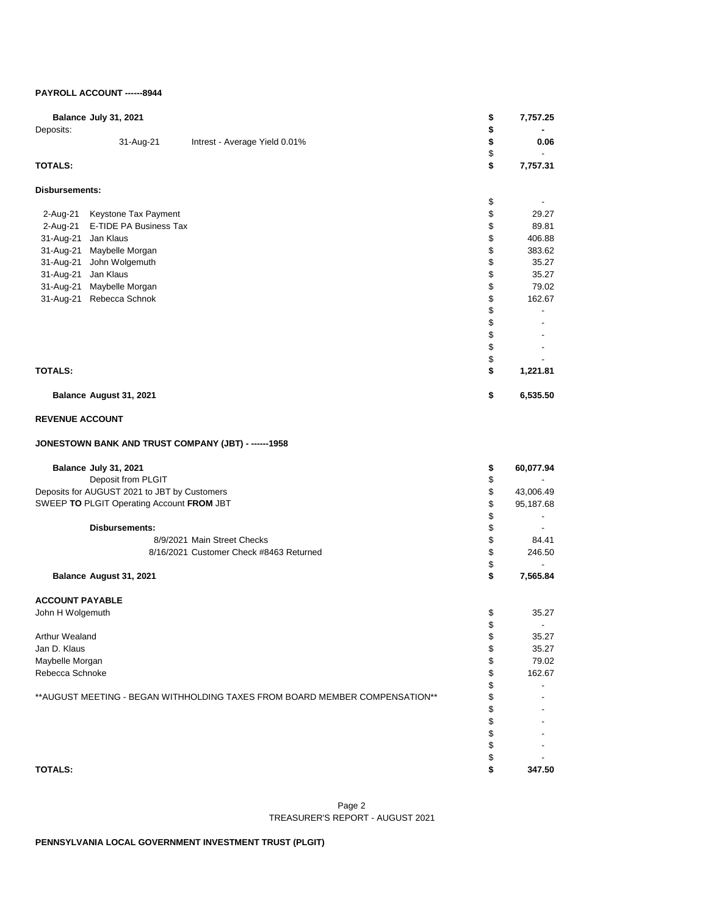**PAYROLL ACCOUNT ------8944**

| | | | |
|---|---|---|---|
| **Balance July 31, 2021** | | **$** | **7,757.25** |
| Deposits: | | **$** | **-** |
| 31-Aug-21 | Intrest - Average Yield 0.01% | **$** | **0.06** |
| | | $ | - |
| **TOTALS:** | | **$** | **7,757.31** |

**Disbursements:**

| | | | |
|---|---|---|---|
| | | $ | - |
| 2-Aug-21 | Keystone Tax Payment | $ | 29.27 |
| 2-Aug-21 | E-TIDE PA Business Tax | $ | 89.81 |
| 31-Aug-21 | Jan Klaus | $ | 406.88 |
| 31-Aug-21 | Maybelle Morgan | $ | 383.62 |
| 31-Aug-21 | John Wolgemuth | $ | 35.27 |
| 31-Aug-21 | Jan Klaus | $ | 35.27 |
| 31-Aug-21 | Maybelle Morgan | $ | 79.02 |
| 31-Aug-21 | Rebecca Schnok | $ | 162.67 |
| | | $ | - |
| | | $ | - |
| | | $ | - |
| | | $ | - |
| | | $ | - |
| **TOTALS:** | | **$** | **1,221.81** |
| **Balance August 31, 2021** | | **$** | **6,535.50** |

**REVENUE ACCOUNT**

**JONESTOWN BANK AND TRUST COMPANY (JBT) - ------1958**

| | | |
|---|---|---|
| **Balance July 31, 2021** | **$** | **60,077.94** |
| Deposit from PLGIT | $ | - |
| Deposits for AUGUST 2021 to JBT by Customers | $ | 43,006.49 |
| SWEEP **TO** PLGIT Operating Account **FROM** JBT | $ | 95,187.68 |
| | $ | - |
| **Disbursements:** | $ | - |
| 8/9/2021 Main Street Checks | $ | 84.41 |
| 8/16/2021 Customer Check #8463 Returned | $ | 246.50 |
| | $ | - |
| **Balance August 31, 2021** | **$** | **7,565.84** |

**ACCOUNT PAYABLE**

| | | |
|---|---|---|
| John H Wolgemuth | $ | 35.27 |
| | $ | - |
| Arthur Wealand | $ | 35.27 |
| Jan D. Klaus | $ | 35.27 |
| Maybelle Morgan | $ | 79.02 |
| Rebecca Schnoke | $ | 162.67 |
| | $ | - |
| **AUGUST MEETING - BEGAN WITHHOLDING TAXES FROM BOARD MEMBER COMPENSATION** | $ | - |
| | $ | - |
| | $ | - |
| | $ | - |
| | $ | - |
| | $ | - |
| **TOTALS:** | **$** | **347.50** |

TREASURER'S REPORT - AUGUST 2021

**PENNSYLVANIA LOCAL GOVERNMENT INVESTMENT TRUST (PLGIT)**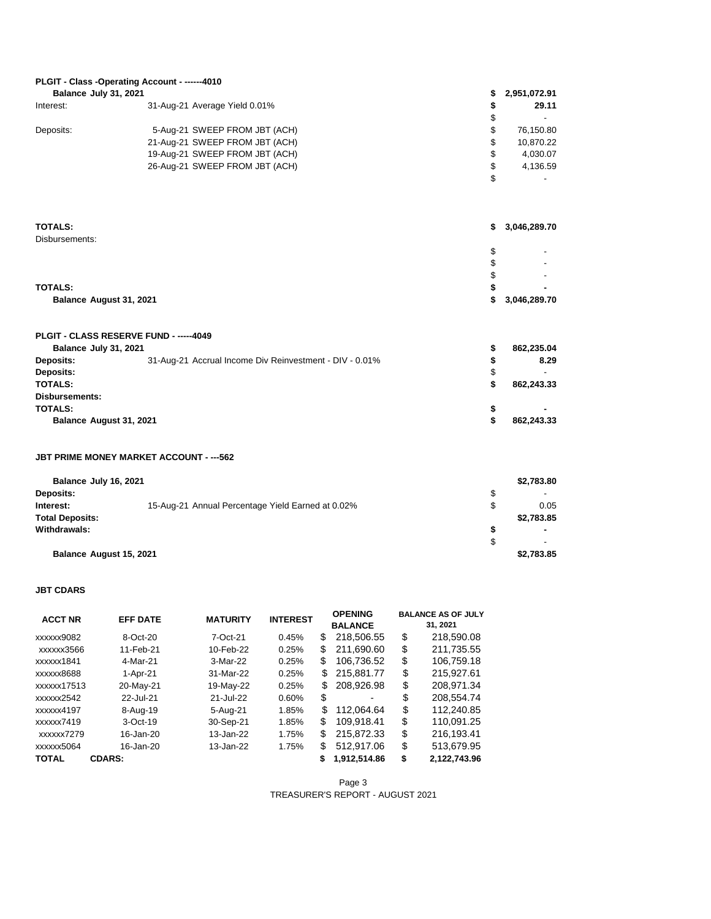**PLGIT - Class -Operating Account - ------4010**

| | | | |
|---|---|---|---|
| **Balance July 31, 2021** | | | **$ 2,951,072.91** |
| Interest: | 31-Aug-21 | Average Yield 0.01% | **$ 29.11** |
| | | | $ - |
| Deposits: | 5-Aug-21 | SWEEP FROM JBT (ACH) | $ 76,150.80 |
| | 21-Aug-21 | SWEEP FROM JBT (ACH) | $ 10,870.22 |
| | 19-Aug-21 | SWEEP FROM JBT (ACH) | $ 4,030.07 |
| | 26-Aug-21 | SWEEP FROM JBT (ACH) | $ 4,136.59 |
| | | | $ - |
| **TOTALS:** | | | **$ 3,046,289.70** |
| Disbursements: | | | |
| | | | $ - |
| | | | $ - |
| | | | $ - |
| **TOTALS:** | | | **$ -** |
| **Balance August 31, 2021** | | | **$ 3,046,289.70** |

**PLGIT - CLASS RESERVE FUND - -----4049**

| | | | |
|---|---|---|---|
| **Balance July 31, 2021** | | | **$ 862,235.04** |
| **Deposits:** | 31-Aug-21 | Accrual Income Div Reinvestment - DIV - 0.01% | **$ 8.29** |
| **Deposits:** | | | $ - |
| **TOTALS:** | | | **$ 862,243.33** |
| **Disbursements:** | | | |
| **TOTALS:** | | | **$ -** |
| **Balance August 31, 2021** | | | **$ 862,243.33** |

**JBT PRIME MONEY MARKET ACCOUNT - ---562**

| | | | |
|---|---|---|---|
| **Balance July 16, 2021** | | | **$2,783.80** |
| **Deposits:** | | | $ - |
| **Interest:** | 15-Aug-21 | Annual Percentage Yield Earned at 0.02% | $ 0.05 |
| **Total Deposits:** | | | **$2,783.85** |
| **Withdrawals:** | | | **$ -** |
| | | | $ - |
| **Balance August 15, 2021** | | | **$2,783.85** |

**JBT CDARS**

| ACCT NR | EFF DATE | MATURITY | INTEREST | OPENING BALANCE | BALANCE AS OF JULY 31, 2021 |
|---|---|---|---|---|---|
| xxxxxx9082 | 8-Oct-20 | 7-Oct-21 | 0.45% | $ 218,506.55 | $ 218,590.08 |
| xxxxxx3566 | 11-Feb-21 | 10-Feb-22 | 0.25% | $ 211,690.60 | $ 211,735.55 |
| xxxxxx1841 | 4-Mar-21 | 3-Mar-22 | 0.25% | $ 106,736.52 | $ 106,759.18 |
| xxxxxx8688 | 1-Apr-21 | 31-Mar-22 | 0.25% | $ 215,881.77 | $ 215,927.61 |
| xxxxxx17513 | 20-May-21 | 19-May-22 | 0.25% | $ 208,926.98 | $ 208,971.34 |
| xxxxxx2542 | 22-Jul-21 | 21-Jul-22 | 0.60% | $ - | $ 208,554.74 |
| xxxxxx4197 | 8-Aug-19 | 5-Aug-21 | 1.85% | $ 112,064.64 | $ 112,240.85 |
| xxxxxx7419 | 3-Oct-19 | 30-Sep-21 | 1.85% | $ 109,918.41 | $ 110,091.25 |
| xxxxxx7279 | 16-Jan-20 | 13-Jan-22 | 1.75% | $ 215,872.33 | $ 216,193.41 |
| xxxxxx5064 | 16-Jan-20 | 13-Jan-22 | 1.75% | $ 512,917.06 | $ 513,679.95 |
| **TOTAL** | **CDARS:** | | | **$ 1,912,514.86** | **$ 2,122,743.96** |

TREASURER'S REPORT - AUGUST 2021